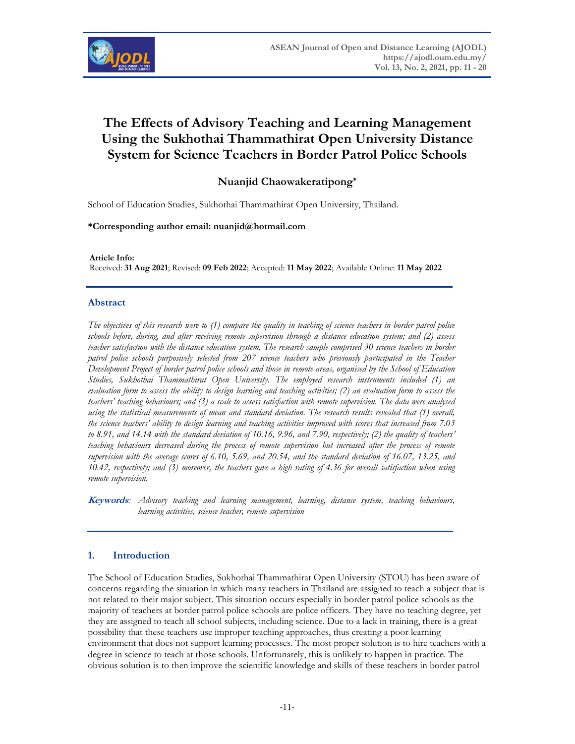# The Effects of Advisory Teaching and Learning Management Using the Sukhothai Thammathirat Open University Distance System for Science Teachers in Border Patrol Police Schools

**Nuanjid Chaowakeratipong***

School of Education Studies, Sukhothai Thammathirat Open University, Thailand.

**\*Corresponding author email: nuanjid@hotmail.com**

**Article Info:**
Received: **31 Aug 2021**; Revised: **09 Feb 2022**; Accepted: **11 May 2022**; Available Online: **11 May 2022**

## Abstract

*The objectives of this research were to (1) compare the quality in teaching of science teachers in border patrol police schools before, during, and after receiving remote supervision through a distance education system; and (2) assess teacher satisfaction with the distance education system. The research sample comprised 30 science teachers in border patrol police schools purposively selected from 207 science teachers who previously participated in the Teacher Development Project of border patrol police schools and those in remote areas, organised by the School of Education Studies, Sukhothai Thammathirat Open University. The employed research instruments included (1) an evaluation form to assess the ability to design learning and teaching activities; (2) an evaluation form to assess the teachers' teaching behaviours; and (3) a scale to assess satisfaction with remote supervision. The data were analysed using the statistical measurements of mean and standard deviation. The research results revealed that (1) overall, the science teachers' ability to design learning and teaching activities improved with scores that increased from 7.03 to 8.91, and 14.14 with the standard deviation of 10.16, 9.96, and 7.90, respectively; (2) the quality of teachers' teaching behaviours decreased during the process of remote supervision but increased after the process of remote supervision with the average scores of 6.10, 5.69, and 20.54, and the standard deviation of 16.07, 13.25, and 10.42, respectively; and (3) moreover, the teachers gave a high rating of 4.36 for overall satisfaction when using remote supervision.*

***Keywords**: Advisory teaching and learning management, learning, distance system, teaching behaviours, learning activities, science teacher, remote supervision*

## 1. Introduction

The School of Education Studies, Sukhothai Thammathirat Open University (STOU) has been aware of concerns regarding the situation in which many teachers in Thailand are assigned to teach a subject that is not related to their major subject. This situation occurs especially in border patrol police schools as the majority of teachers at border patrol police schools are police officers. They have no teaching degree, yet they are assigned to teach all school subjects, including science. Due to a lack in training, there is a great possibility that these teachers use improper teaching approaches, thus creating a poor learning environment that does not support learning processes. The most proper solution is to hire teachers with a degree in science to teach at those schools. Unfortunately, this is unlikely to happen in practice. The obvious solution is to then improve the scientific knowledge and skills of these teachers in border patrol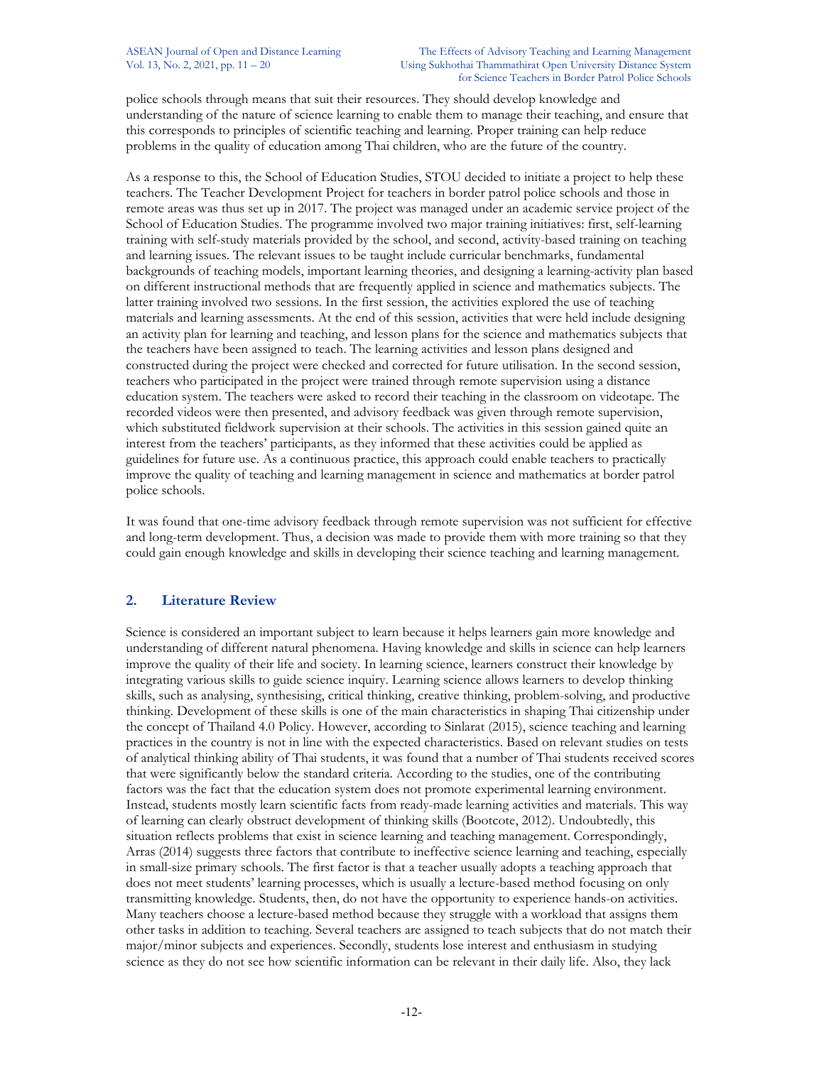police schools through means that suit their resources. They should develop knowledge and understanding of the nature of science learning to enable them to manage their teaching, and ensure that this corresponds to principles of scientific teaching and learning. Proper training can help reduce problems in the quality of education among Thai children, who are the future of the country.

As a response to this, the School of Education Studies, STOU decided to initiate a project to help these teachers. The Teacher Development Project for teachers in border patrol police schools and those in remote areas was thus set up in 2017. The project was managed under an academic service project of the School of Education Studies. The programme involved two major training initiatives: first, self-learning training with self-study materials provided by the school, and second, activity-based training on teaching and learning issues. The relevant issues to be taught include curricular benchmarks, fundamental backgrounds of teaching models, important learning theories, and designing a learning-activity plan based on different instructional methods that are frequently applied in science and mathematics subjects. The latter training involved two sessions. In the first session, the activities explored the use of teaching materials and learning assessments. At the end of this session, activities that were held include designing an activity plan for learning and teaching, and lesson plans for the science and mathematics subjects that the teachers have been assigned to teach. The learning activities and lesson plans designed and constructed during the project were checked and corrected for future utilisation. In the second session, teachers who participated in the project were trained through remote supervision using a distance education system. The teachers were asked to record their teaching in the classroom on videotape. The recorded videos were then presented, and advisory feedback was given through remote supervision, which substituted fieldwork supervision at their schools. The activities in this session gained quite an interest from the teachers' participants, as they informed that these activities could be applied as guidelines for future use. As a continuous practice, this approach could enable teachers to practically improve the quality of teaching and learning management in science and mathematics at border patrol police schools.

It was found that one-time advisory feedback through remote supervision was not sufficient for effective and long-term development. Thus, a decision was made to provide them with more training so that they could gain enough knowledge and skills in developing their science teaching and learning management.

## 2. Literature Review

Science is considered an important subject to learn because it helps learners gain more knowledge and understanding of different natural phenomena. Having knowledge and skills in science can help learners improve the quality of their life and society. In learning science, learners construct their knowledge by integrating various skills to guide science inquiry. Learning science allows learners to develop thinking skills, such as analysing, synthesising, critical thinking, creative thinking, problem-solving, and productive thinking. Development of these skills is one of the main characteristics in shaping Thai citizenship under the concept of Thailand 4.0 Policy. However, according to Sinlarat (2015), science teaching and learning practices in the country is not in line with the expected characteristics. Based on relevant studies on tests of analytical thinking ability of Thai students, it was found that a number of Thai students received scores that were significantly below the standard criteria. According to the studies, one of the contributing factors was the fact that the education system does not promote experimental learning environment. Instead, students mostly learn scientific facts from ready-made learning activities and materials. This way of learning can clearly obstruct development of thinking skills (Bootcote, 2012). Undoubtedly, this situation reflects problems that exist in science learning and teaching management. Correspondingly, Arras (2014) suggests three factors that contribute to ineffective science learning and teaching, especially in small-size primary schools. The first factor is that a teacher usually adopts a teaching approach that does not meet students' learning processes, which is usually a lecture-based method focusing on only transmitting knowledge. Students, then, do not have the opportunity to experience hands-on activities. Many teachers choose a lecture-based method because they struggle with a workload that assigns them other tasks in addition to teaching. Several teachers are assigned to teach subjects that do not match their major/minor subjects and experiences. Secondly, students lose interest and enthusiasm in studying science as they do not see how scientific information can be relevant in their daily life. Also, they lack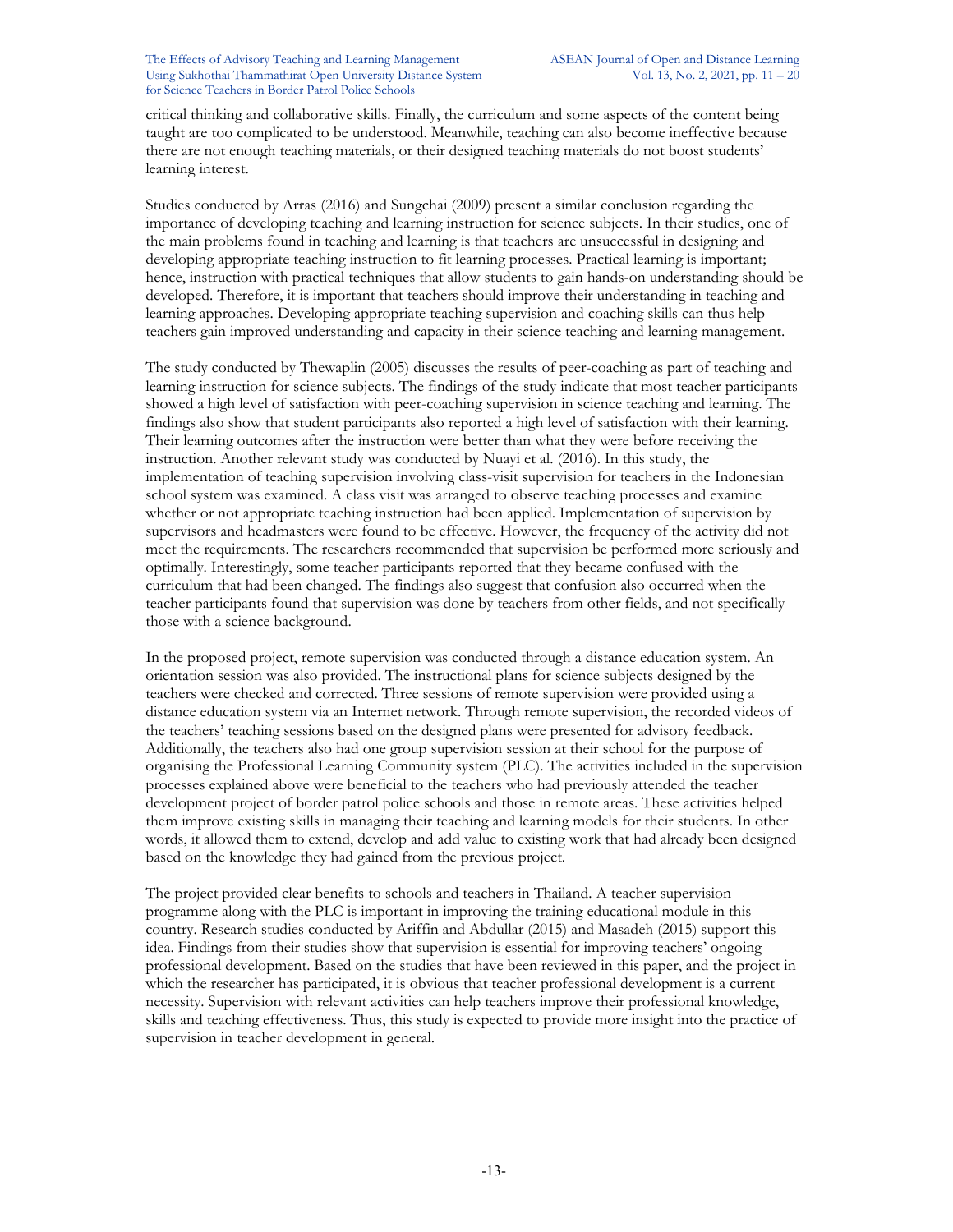critical thinking and collaborative skills. Finally, the curriculum and some aspects of the content being taught are too complicated to be understood. Meanwhile, teaching can also become ineffective because there are not enough teaching materials, or their designed teaching materials do not boost students' learning interest.

Studies conducted by Arras (2016) and Sungchai (2009) present a similar conclusion regarding the importance of developing teaching and learning instruction for science subjects. In their studies, one of the main problems found in teaching and learning is that teachers are unsuccessful in designing and developing appropriate teaching instruction to fit learning processes. Practical learning is important; hence, instruction with practical techniques that allow students to gain hands-on understanding should be developed. Therefore, it is important that teachers should improve their understanding in teaching and learning approaches. Developing appropriate teaching supervision and coaching skills can thus help teachers gain improved understanding and capacity in their science teaching and learning management.

The study conducted by Thewaplin (2005) discusses the results of peer-coaching as part of teaching and learning instruction for science subjects. The findings of the study indicate that most teacher participants showed a high level of satisfaction with peer-coaching supervision in science teaching and learning. The findings also show that student participants also reported a high level of satisfaction with their learning. Their learning outcomes after the instruction were better than what they were before receiving the instruction. Another relevant study was conducted by Nuayi et al. (2016). In this study, the implementation of teaching supervision involving class-visit supervision for teachers in the Indonesian school system was examined. A class visit was arranged to observe teaching processes and examine whether or not appropriate teaching instruction had been applied. Implementation of supervision by supervisors and headmasters were found to be effective. However, the frequency of the activity did not meet the requirements. The researchers recommended that supervision be performed more seriously and optimally. Interestingly, some teacher participants reported that they became confused with the curriculum that had been changed. The findings also suggest that confusion also occurred when the teacher participants found that supervision was done by teachers from other fields, and not specifically those with a science background.

In the proposed project, remote supervision was conducted through a distance education system. An orientation session was also provided. The instructional plans for science subjects designed by the teachers were checked and corrected. Three sessions of remote supervision were provided using a distance education system via an Internet network. Through remote supervision, the recorded videos of the teachers' teaching sessions based on the designed plans were presented for advisory feedback. Additionally, the teachers also had one group supervision session at their school for the purpose of organising the Professional Learning Community system (PLC). The activities included in the supervision processes explained above were beneficial to the teachers who had previously attended the teacher development project of border patrol police schools and those in remote areas. These activities helped them improve existing skills in managing their teaching and learning models for their students. In other words, it allowed them to extend, develop and add value to existing work that had already been designed based on the knowledge they had gained from the previous project.

The project provided clear benefits to schools and teachers in Thailand. A teacher supervision programme along with the PLC is important in improving the training educational module in this country. Research studies conducted by Ariffin and Abdullar (2015) and Masadeh (2015) support this idea. Findings from their studies show that supervision is essential for improving teachers' ongoing professional development. Based on the studies that have been reviewed in this paper, and the project in which the researcher has participated, it is obvious that teacher professional development is a current necessity. Supervision with relevant activities can help teachers improve their professional knowledge, skills and teaching effectiveness. Thus, this study is expected to provide more insight into the practice of supervision in teacher development in general.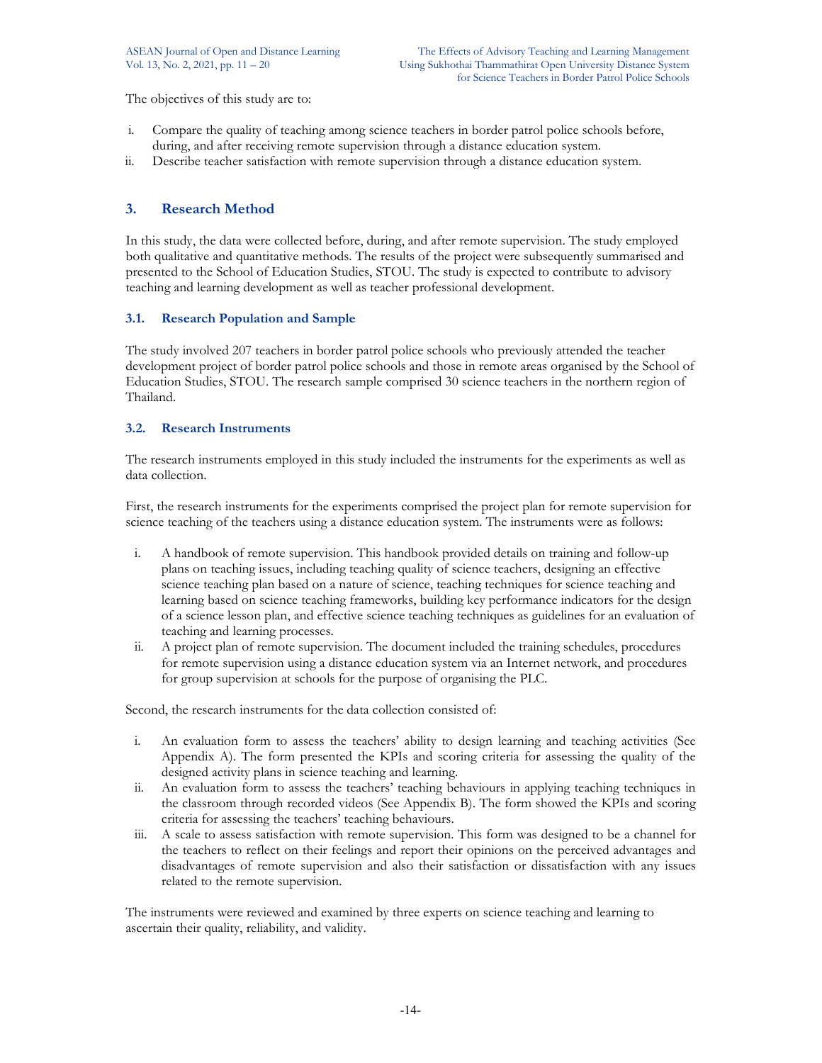The objectives of this study are to:

i. Compare the quality of teaching among science teachers in border patrol police schools before, during, and after receiving remote supervision through a distance education system.
ii. Describe teacher satisfaction with remote supervision through a distance education system.

## 3. Research Method

In this study, the data were collected before, during, and after remote supervision. The study employed both qualitative and quantitative methods. The results of the project were subsequently summarised and presented to the School of Education Studies, STOU. The study is expected to contribute to advisory teaching and learning development as well as teacher professional development.

### 3.1. Research Population and Sample

The study involved 207 teachers in border patrol police schools who previously attended the teacher development project of border patrol police schools and those in remote areas organised by the School of Education Studies, STOU. The research sample comprised 30 science teachers in the northern region of Thailand.

### 3.2. Research Instruments

The research instruments employed in this study included the instruments for the experiments as well as data collection.

First, the research instruments for the experiments comprised the project plan for remote supervision for science teaching of the teachers using a distance education system. The instruments were as follows:

i. A handbook of remote supervision. This handbook provided details on training and follow-up plans on teaching issues, including teaching quality of science teachers, designing an effective science teaching plan based on a nature of science, teaching techniques for science teaching and learning based on science teaching frameworks, building key performance indicators for the design of a science lesson plan, and effective science teaching techniques as guidelines for an evaluation of teaching and learning processes.
ii. A project plan of remote supervision. The document included the training schedules, procedures for remote supervision using a distance education system via an Internet network, and procedures for group supervision at schools for the purpose of organising the PLC.

Second, the research instruments for the data collection consisted of:

i. An evaluation form to assess the teachers' ability to design learning and teaching activities (See Appendix A). The form presented the KPIs and scoring criteria for assessing the quality of the designed activity plans in science teaching and learning.
ii. An evaluation form to assess the teachers' teaching behaviours in applying teaching techniques in the classroom through recorded videos (See Appendix B). The form showed the KPIs and scoring criteria for assessing the teachers' teaching behaviours.
iii. A scale to assess satisfaction with remote supervision. This form was designed to be a channel for the teachers to reflect on their feelings and report their opinions on the perceived advantages and disadvantages of remote supervision and also their satisfaction or dissatisfaction with any issues related to the remote supervision.

The instruments were reviewed and examined by three experts on science teaching and learning to ascertain their quality, reliability, and validity.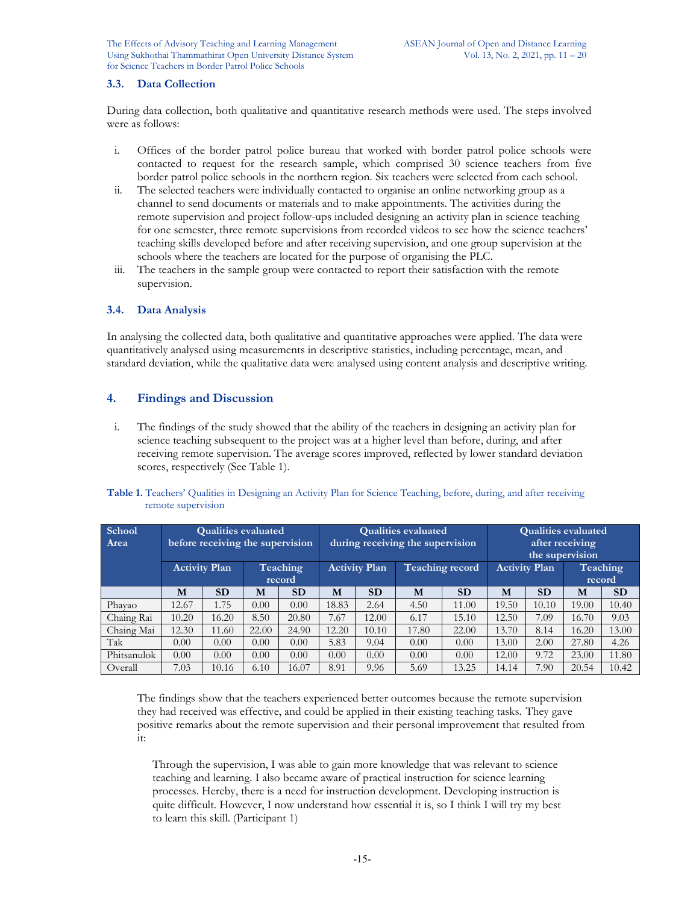### 3.3. Data Collection

During data collection, both qualitative and quantitative research methods were used. The steps involved were as follows:

i. Offices of the border patrol police bureau that worked with border patrol police schools were contacted to request for the research sample, which comprised 30 science teachers from five border patrol police schools in the northern region. Six teachers were selected from each school.
ii. The selected teachers were individually contacted to organise an online networking group as a channel to send documents or materials and to make appointments. The activities during the remote supervision and project follow-ups included designing an activity plan in science teaching for one semester, three remote supervisions from recorded videos to see how the science teachers' teaching skills developed before and after receiving supervision, and one group supervision at the schools where the teachers are located for the purpose of organising the PLC.
iii. The teachers in the sample group were contacted to report their satisfaction with the remote supervision.

### 3.4. Data Analysis

In analysing the collected data, both qualitative and quantitative approaches were applied. The data were quantitatively analysed using measurements in descriptive statistics, including percentage, mean, and standard deviation, while the qualitative data were analysed using content analysis and descriptive writing.

## 4. Findings and Discussion

i. The findings of the study showed that the ability of the teachers in designing an activity plan for science teaching subsequent to the project was at a higher level than before, during, and after receiving remote supervision. The average scores improved, reflected by lower standard deviation scores, respectively (See Table 1).

**Table 1.** Teachers' Qualities in Designing an Activity Plan for Science Teaching, before, during, and after receiving remote supervision

| School Area | Qualities evaluated before receiving the supervision | | | | Qualities evaluated during receiving the supervision | | | | Qualities evaluated after receiving the supervision | | | |
|---|---|---|---|---|---|---|---|---|---|---|---|---|
| | Activity Plan | | Teaching record | | Activity Plan | | Teaching record | | Activity Plan | | Teaching record | |
| | M | SD | M | SD | M | SD | M | SD | M | SD | M | SD |
| Phayao | 12.67 | 1.75 | 0.00 | 0.00 | 18.83 | 2.64 | 4.50 | 11.00 | 19.50 | 10.10 | 19.00 | 10.40 |
| Chaing Rai | 10.20 | 16.20 | 8.50 | 20.80 | 7.67 | 12.00 | 6.17 | 15.10 | 12.50 | 7.09 | 16.70 | 9.03 |
| Chaing Mai | 12.30 | 11.60 | 22.00 | 24.90 | 12.20 | 10.10 | 17.80 | 22.00 | 13.70 | 8.14 | 16.20 | 13.00 |
| Tak | 0.00 | 0.00 | 0.00 | 0.00 | 5.83 | 9.04 | 0.00 | 0.00 | 13.00 | 2.00 | 27.80 | 4.26 |
| Phitsanulok | 0.00 | 0.00 | 0.00 | 0.00 | 0.00 | 0.00 | 0.00 | 0.00 | 12.00 | 9.72 | 23.00 | 11.80 |
| Overall | 7.03 | 10.16 | 6.10 | 16.07 | 8.91 | 9.96 | 5.69 | 13.25 | 14.14 | 7.90 | 20.54 | 10.42 |

The findings show that the teachers experienced better outcomes because the remote supervision they had received was effective, and could be applied in their existing teaching tasks. They gave positive remarks about the remote supervision and their personal improvement that resulted from it:

> Through the supervision, I was able to gain more knowledge that was relevant to science teaching and learning. I also became aware of practical instruction for science learning processes. Hereby, there is a need for instruction development. Developing instruction is quite difficult. However, I now understand how essential it is, so I think I will try my best to learn this skill. (Participant 1)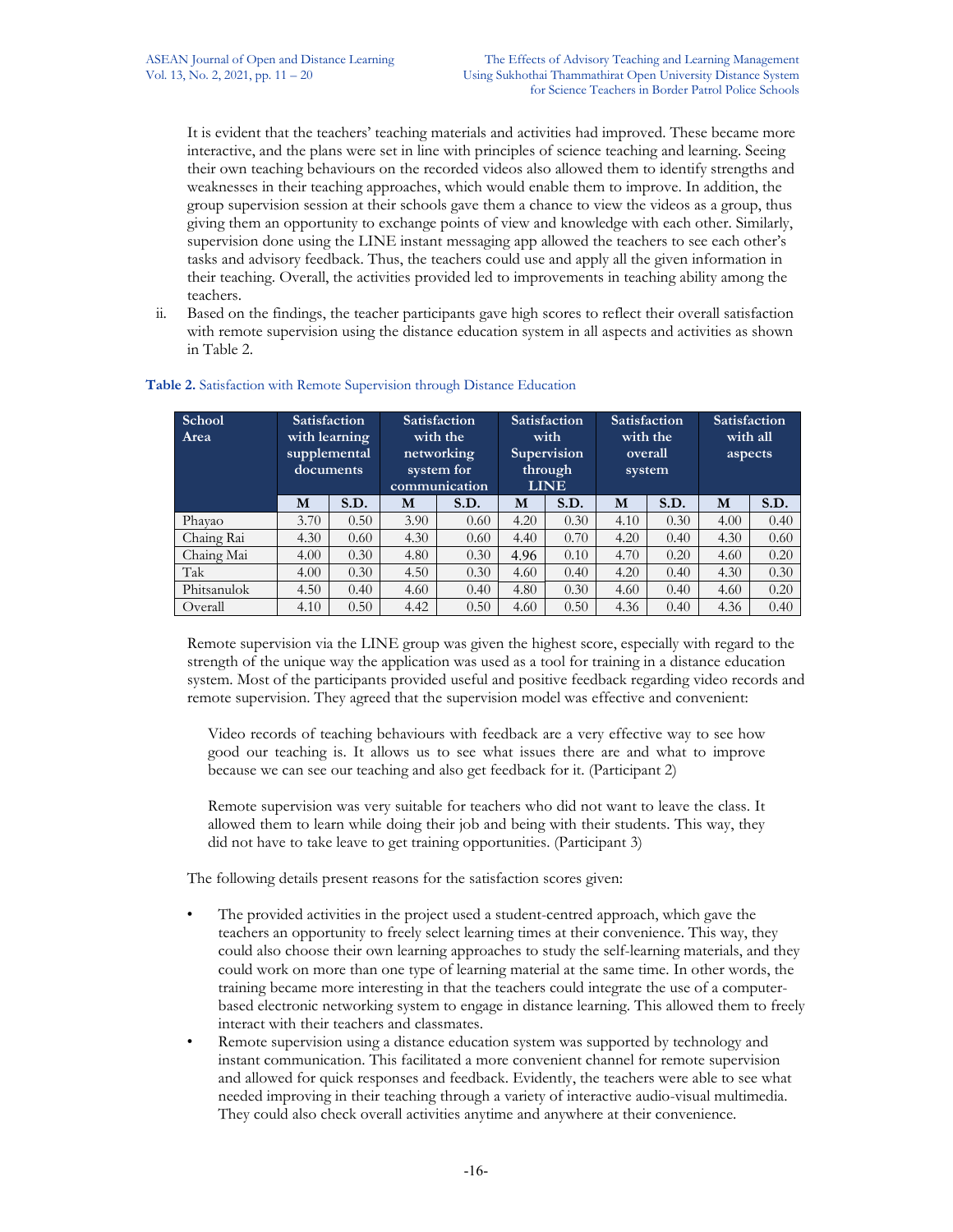It is evident that the teachers' teaching materials and activities had improved. These became more interactive, and the plans were set in line with principles of science teaching and learning. Seeing their own teaching behaviours on the recorded videos also allowed them to identify strengths and weaknesses in their teaching approaches, which would enable them to improve. In addition, the group supervision session at their schools gave them a chance to view the videos as a group, thus giving them an opportunity to exchange points of view and knowledge with each other. Similarly, supervision done using the LINE instant messaging app allowed the teachers to see each other's tasks and advisory feedback. Thus, the teachers could use and apply all the given information in their teaching. Overall, the activities provided led to improvements in teaching ability among the teachers.

ii. Based on the findings, the teacher participants gave high scores to reflect their overall satisfaction with remote supervision using the distance education system in all aspects and activities as shown in Table 2.

**Table 2.** Satisfaction with Remote Supervision through Distance Education

| School Area | Satisfaction with learning supplemental documents | | Satisfaction with the networking system for communication | | Satisfaction with Supervision through LINE | | Satisfaction with the overall system | | Satisfaction with all aspects | |
|---|---|---|---|---|---|---|---|---|---|---|
| | **M** | **S.D.** | **M** | **S.D.** | **M** | **S.D.** | **M** | **S.D.** | **M** | **S.D.** |
| Phayao | 3.70 | 0.50 | 3.90 | 0.60 | 4.20 | 0.30 | 4.10 | 0.30 | 4.00 | 0.40 |
| Chaing Rai | 4.30 | 0.60 | 4.30 | 0.60 | 4.40 | 0.70 | 4.20 | 0.40 | 4.30 | 0.60 |
| Chaing Mai | 4.00 | 0.30 | 4.80 | 0.30 | 4.96 | 0.10 | 4.70 | 0.20 | 4.60 | 0.20 |
| Tak | 4.00 | 0.30 | 4.50 | 0.30 | 4.60 | 0.40 | 4.20 | 0.40 | 4.30 | 0.30 |
| Phitsanulok | 4.50 | 0.40 | 4.60 | 0.40 | 4.80 | 0.30 | 4.60 | 0.40 | 4.60 | 0.20 |
| Overall | 4.10 | 0.50 | 4.42 | 0.50 | 4.60 | 0.50 | 4.36 | 0.40 | 4.36 | 0.40 |

Remote supervision via the LINE group was given the highest score, especially with regard to the strength of the unique way the application was used as a tool for training in a distance education system. Most of the participants provided useful and positive feedback regarding video records and remote supervision. They agreed that the supervision model was effective and convenient:

> Video records of teaching behaviours with feedback are a very effective way to see how good our teaching is. It allows us to see what issues there are and what to improve because we can see our teaching and also get feedback for it. (Participant 2)

> Remote supervision was very suitable for teachers who did not want to leave the class. It allowed them to learn while doing their job and being with their students. This way, they did not have to take leave to get training opportunities. (Participant 3)

The following details present reasons for the satisfaction scores given:

- The provided activities in the project used a student-centred approach, which gave the teachers an opportunity to freely select learning times at their convenience. This way, they could also choose their own learning approaches to study the self-learning materials, and they could work on more than one type of learning material at the same time. In other words, the training became more interesting in that the teachers could integrate the use of a computer-based electronic networking system to engage in distance learning. This allowed them to freely interact with their teachers and classmates.
- Remote supervision using a distance education system was supported by technology and instant communication. This facilitated a more convenient channel for remote supervision and allowed for quick responses and feedback. Evidently, the teachers were able to see what needed improving in their teaching through a variety of interactive audio-visual multimedia. They could also check overall activities anytime and anywhere at their convenience.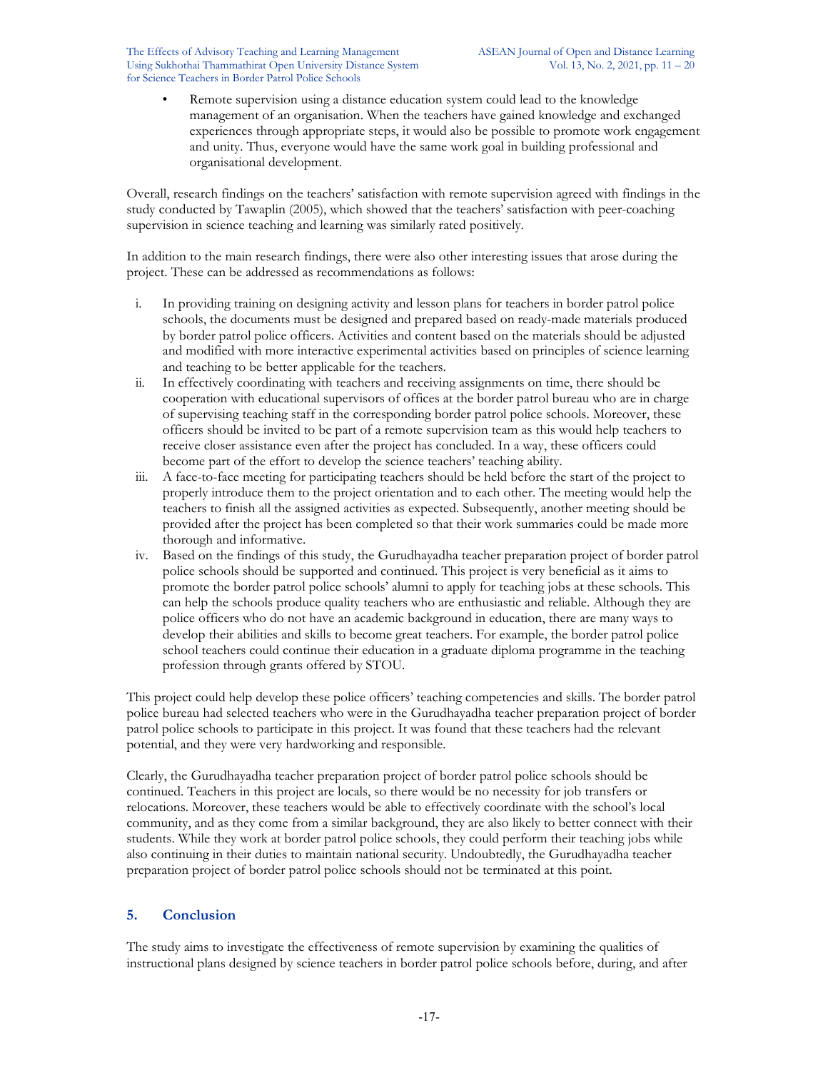- Remote supervision using a distance education system could lead to the knowledge management of an organisation. When the teachers have gained knowledge and exchanged experiences through appropriate steps, it would also be possible to promote work engagement and unity. Thus, everyone would have the same work goal in building professional and organisational development.

Overall, research findings on the teachers' satisfaction with remote supervision agreed with findings in the study conducted by Tawaplin (2005), which showed that the teachers' satisfaction with peer-coaching supervision in science teaching and learning was similarly rated positively.

In addition to the main research findings, there were also other interesting issues that arose during the project. These can be addressed as recommendations as follows:

i. In providing training on designing activity and lesson plans for teachers in border patrol police schools, the documents must be designed and prepared based on ready-made materials produced by border patrol police officers. Activities and content based on the materials should be adjusted and modified with more interactive experimental activities based on principles of science learning and teaching to be better applicable for the teachers.

ii. In effectively coordinating with teachers and receiving assignments on time, there should be cooperation with educational supervisors of offices at the border patrol bureau who are in charge of supervising teaching staff in the corresponding border patrol police schools. Moreover, these officers should be invited to be part of a remote supervision team as this would help teachers to receive closer assistance even after the project has concluded. In a way, these officers could become part of the effort to develop the science teachers' teaching ability.

iii. A face-to-face meeting for participating teachers should be held before the start of the project to properly introduce them to the project orientation and to each other. The meeting would help the teachers to finish all the assigned activities as expected. Subsequently, another meeting should be provided after the project has been completed so that their work summaries could be made more thorough and informative.

iv. Based on the findings of this study, the Gurudhayadha teacher preparation project of border patrol police schools should be supported and continued. This project is very beneficial as it aims to promote the border patrol police schools' alumni to apply for teaching jobs at these schools. This can help the schools produce quality teachers who are enthusiastic and reliable. Although they are police officers who do not have an academic background in education, there are many ways to develop their abilities and skills to become great teachers. For example, the border patrol police school teachers could continue their education in a graduate diploma programme in the teaching profession through grants offered by STOU.

This project could help develop these police officers' teaching competencies and skills. The border patrol police bureau had selected teachers who were in the Gurudhayadha teacher preparation project of border patrol police schools to participate in this project. It was found that these teachers had the relevant potential, and they were very hardworking and responsible.

Clearly, the Gurudhayadha teacher preparation project of border patrol police schools should be continued. Teachers in this project are locals, so there would be no necessity for job transfers or relocations. Moreover, these teachers would be able to effectively coordinate with the school's local community, and as they come from a similar background, they are also likely to better connect with their students. While they work at border patrol police schools, they could perform their teaching jobs while also continuing in their duties to maintain national security. Undoubtedly, the Gurudhayadha teacher preparation project of border patrol police schools should not be terminated at this point.

## 5. Conclusion

The study aims to investigate the effectiveness of remote supervision by examining the qualities of instructional plans designed by science teachers in border patrol police schools before, during, and after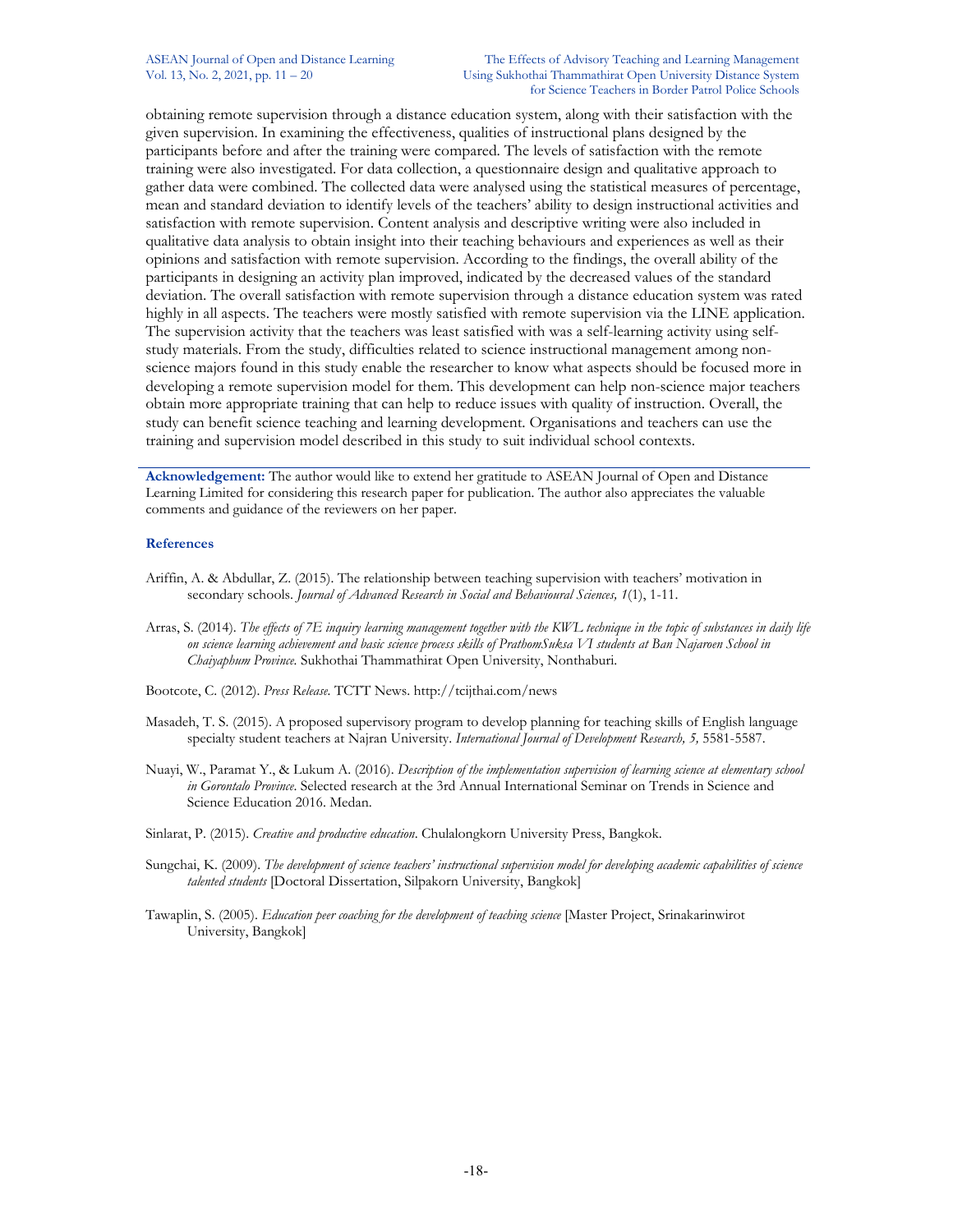obtaining remote supervision through a distance education system, along with their satisfaction with the given supervision. In examining the effectiveness, qualities of instructional plans designed by the participants before and after the training were compared. The levels of satisfaction with the remote training were also investigated. For data collection, a questionnaire design and qualitative approach to gather data were combined. The collected data were analysed using the statistical measures of percentage, mean and standard deviation to identify levels of the teachers' ability to design instructional activities and satisfaction with remote supervision. Content analysis and descriptive writing were also included in qualitative data analysis to obtain insight into their teaching behaviours and experiences as well as their opinions and satisfaction with remote supervision. According to the findings, the overall ability of the participants in designing an activity plan improved, indicated by the decreased values of the standard deviation. The overall satisfaction with remote supervision through a distance education system was rated highly in all aspects. The teachers were mostly satisfied with remote supervision via the LINE application. The supervision activity that the teachers was least satisfied with was a self-learning activity using self-study materials. From the study, difficulties related to science instructional management among non-science majors found in this study enable the researcher to know what aspects should be focused more in developing a remote supervision model for them. This development can help non-science major teachers obtain more appropriate training that can help to reduce issues with quality of instruction. Overall, the study can benefit science teaching and learning development. Organisations and teachers can use the training and supervision model described in this study to suit individual school contexts.

---

**Acknowledgement:** The author would like to extend her gratitude to ASEAN Journal of Open and Distance Learning Limited for considering this research paper for publication. The author also appreciates the valuable comments and guidance of the reviewers on her paper.

### References

Ariffin, A. & Abdullar, Z. (2015). The relationship between teaching supervision with teachers' motivation in secondary schools. *Journal of Advanced Research in Social and Behavioural Sciences, 1*(1), 1-11.

Arras, S. (2014). *The effects of 7E inquiry learning management together with the KWL technique in the topic of substances in daily life on science learning achievement and basic science process skills of PrathomSuksa VI students at Ban Najaroen School in Chaiyaphum Province.* Sukhothai Thammathirat Open University, Nonthaburi.

Bootcote, C. (2012). *Press Release.* TCTT News. http://tcijthai.com/news

Masadeh, T. S. (2015). A proposed supervisory program to develop planning for teaching skills of English language specialty student teachers at Najran University. *International Journal of Development Research, 5,* 5581-5587.

Nuayi, W., Paramat Y., & Lukum A. (2016). *Description of the implementation supervision of learning science at elementary school in Gorontalo Province*. Selected research at the 3rd Annual International Seminar on Trends in Science and Science Education 2016. Medan.

Sinlarat, P. (2015). *Creative and productive education*. Chulalongkorn University Press, Bangkok.

Sungchai, K. (2009). *The development of science teachers' instructional supervision model for developing academic capabilities of science talented students* [Doctoral Dissertation, Silpakorn University, Bangkok]

Tawaplin, S. (2005). *Education peer coaching for the development of teaching science* [Master Project, Srinakarinwirot University, Bangkok]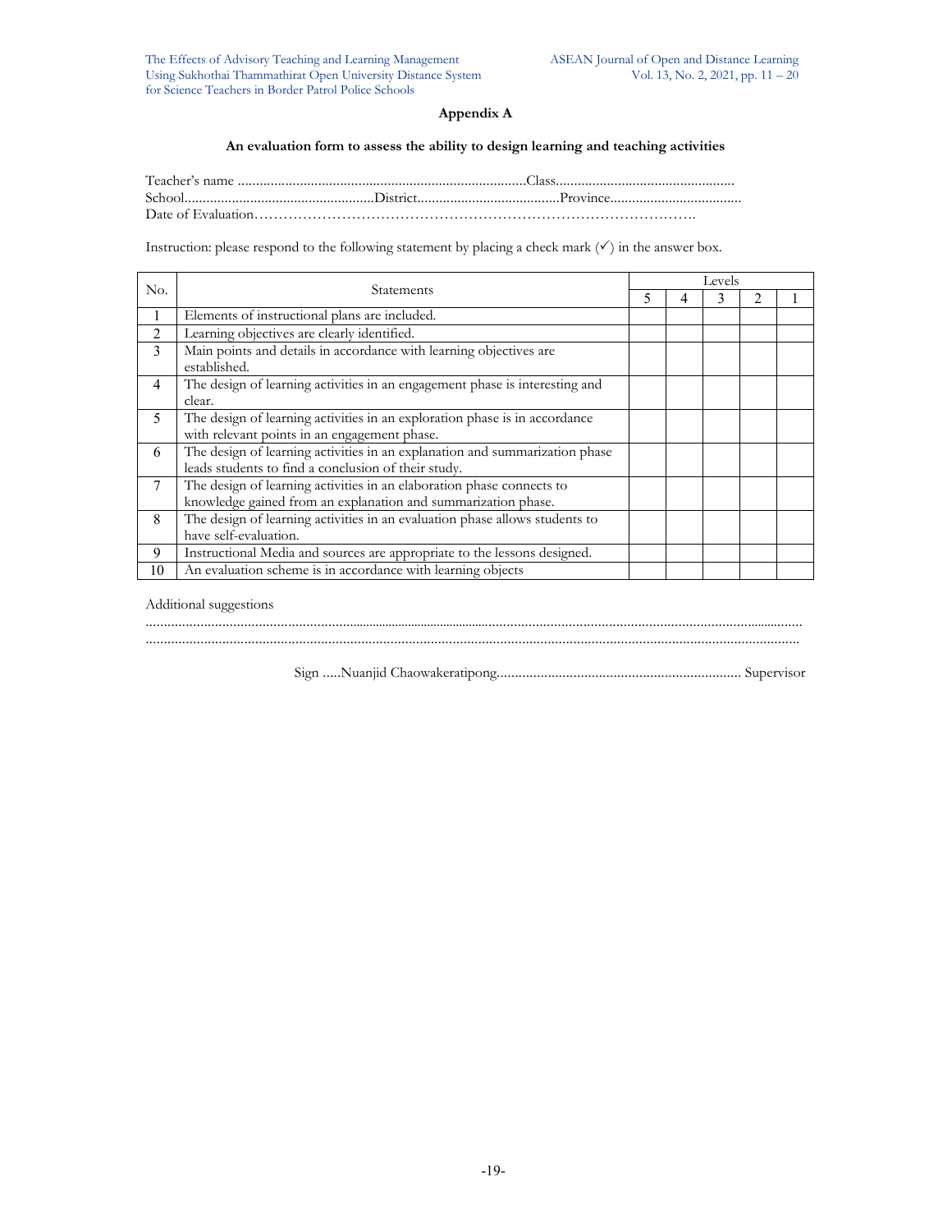## Appendix A

**An evaluation form to assess the ability to design learning and teaching activities**

Teacher's name ..............................................................................Class................................................
School....................................................District.......................................Province....................................
Date of Evaluation……………………………………………………………………………….

Instruction: please respond to the following statement by placing a check mark (✓) in the answer box.

| No. | Statements | Levels | | | | |
|---|---|---|---|---|---|---|
| | | 5 | 4 | 3 | 2 | 1 |
| 1 | Elements of instructional plans are included. | | | | | |
| 2 | Learning objectives are clearly identified. | | | | | |
| 3 | Main points and details in accordance with learning objectives are established. | | | | | |
| 4 | The design of learning activities in an engagement phase is interesting and clear. | | | | | |
| 5 | The design of learning activities in an exploration phase is in accordance with relevant points in an engagement phase. | | | | | |
| 6 | The design of learning activities in an explanation and summarization phase leads students to find a conclusion of their study. | | | | | |
| 7 | The design of learning activities in an elaboration phase connects to knowledge gained from an explanation and summarization phase. | | | | | |
| 8 | The design of learning activities in an evaluation phase allows students to have self-evaluation. | | | | | |
| 9 | Instructional Media and sources are appropriate to the lessons designed. | | | | | |
| 10 | An evaluation scheme is in accordance with learning objects | | | | | |

Additional suggestions
.................................................................................................................................................................................
.................................................................................................................................................................................

Sign .....Nuanjid Chaowakeratipong.................................................................. Supervisor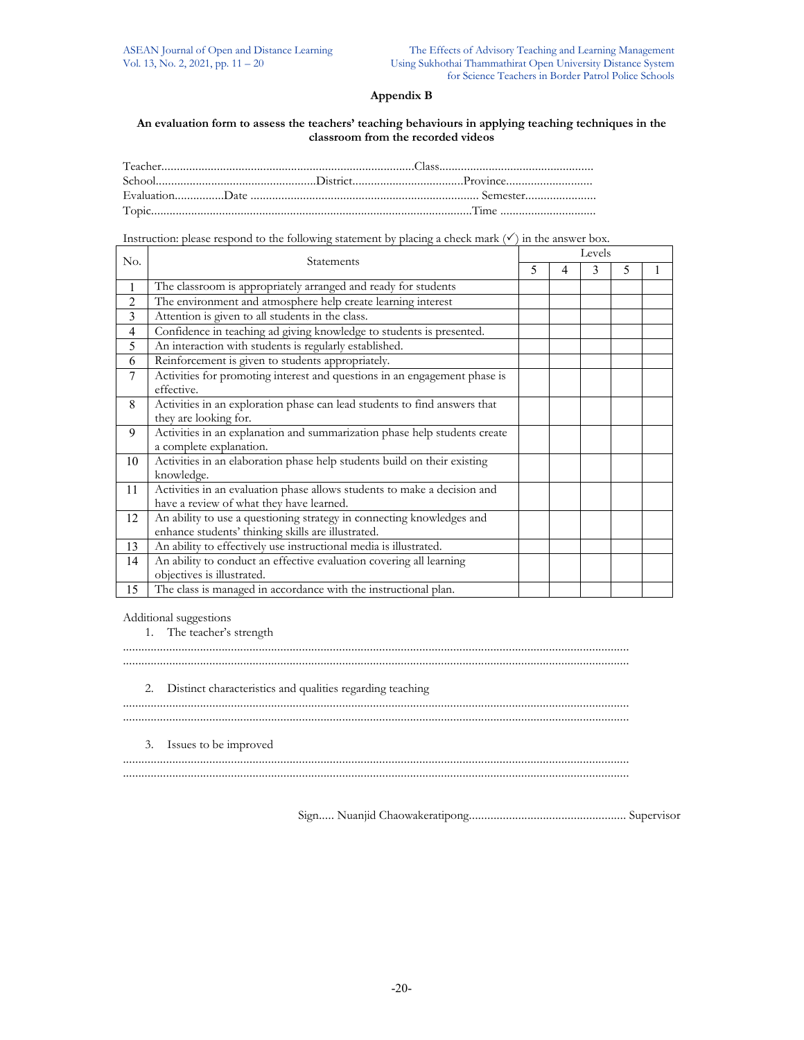## Appendix B

**An evaluation form to assess the teachers' teaching behaviours in applying teaching techniques in the classroom from the recorded videos**

Teacher.................................................................................Class.................................................

School...................................................District...................................Province............................

Evaluation...............Date .......................................................................... Semester.......................

Topic........................................................................................................Time ...............................

Instruction: please respond to the following statement by placing a check mark (✓) in the answer box.

| No. | Statements | Levels | | | | |
|---|---|---|---|---|---|---|
| | | 5 | 4 | 3 | 5 | 1 |
| 1 | The classroom is appropriately arranged and ready for students | | | | | |
| 2 | The environment and atmosphere help create learning interest | | | | | |
| 3 | Attention is given to all students in the class. | | | | | |
| 4 | Confidence in teaching ad giving knowledge to students is presented. | | | | | |
| 5 | An interaction with students is regularly established. | | | | | |
| 6 | Reinforcement is given to students appropriately. | | | | | |
| 7 | Activities for promoting interest and questions in an engagement phase is effective. | | | | | |
| 8 | Activities in an exploration phase can lead students to find answers that they are looking for. | | | | | |
| 9 | Activities in an explanation and summarization phase help students create a complete explanation. | | | | | |
| 10 | Activities in an elaboration phase help students build on their existing knowledge. | | | | | |
| 11 | Activities in an evaluation phase allows students to make a decision and have a review of what they have learned. | | | | | |
| 12 | An ability to use a questioning strategy in connecting knowledges and enhance students' thinking skills are illustrated. | | | | | |
| 13 | An ability to effectively use instructional media is illustrated. | | | | | |
| 14 | An ability to conduct an effective evaluation covering all learning objectives is illustrated. | | | | | |
| 15 | The class is managed in accordance with the instructional plan. | | | | | |

Additional suggestions

1. The teacher's strength

.................................................................................................................................................

.................................................................................................................................................

2. Distinct characteristics and qualities regarding teaching

.................................................................................................................................................

.................................................................................................................................................

3. Issues to be improved

.................................................................................................................................................

.................................................................................................................................................

Sign..... Nuanjid Chaowakeratipong.................................................. Supervisor